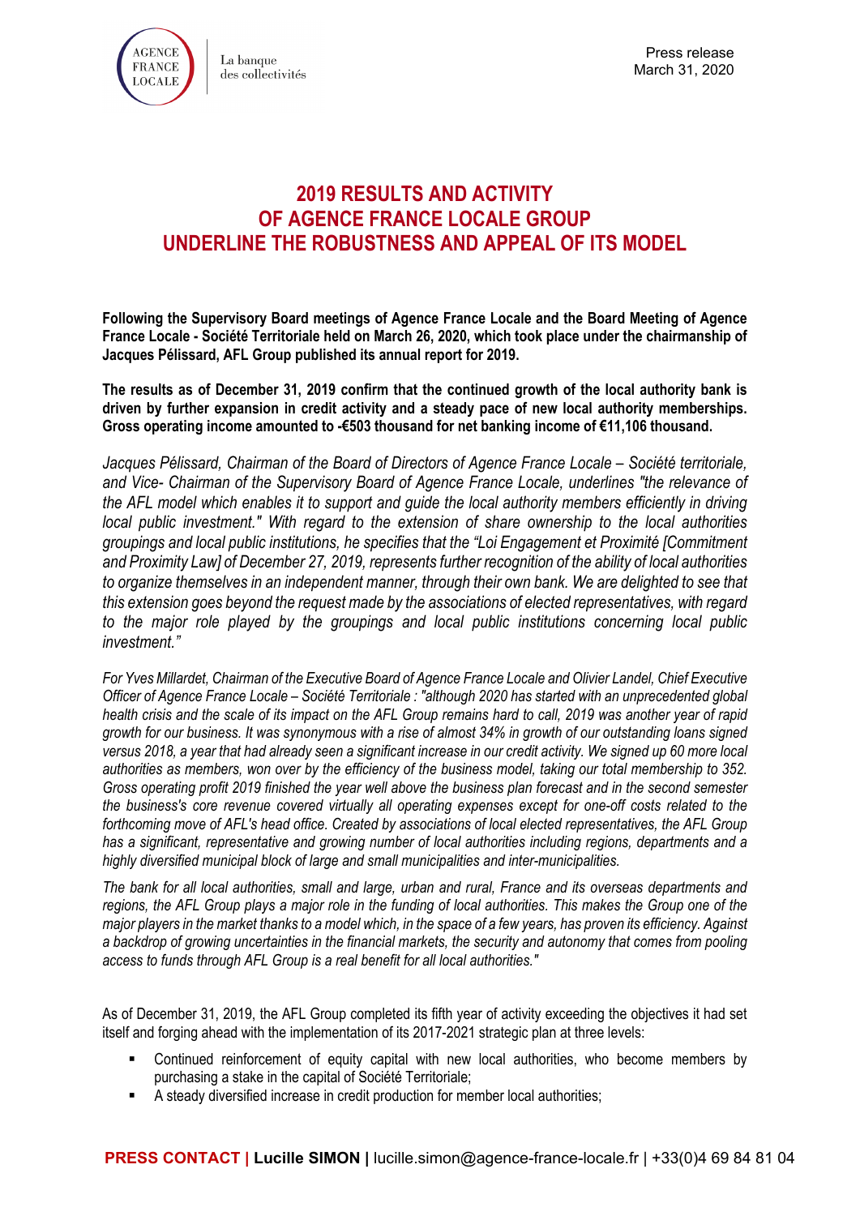Press release
March 31, 2020

# 2019 RESULTS AND ACTIVITY OF AGENCE FRANCE LOCALE GROUP UNDERLINE THE ROBUSTNESS AND APPEAL OF ITS MODEL

**Following the Supervisory Board meetings of Agence France Locale and the Board Meeting of Agence France Locale - Société Territoriale held on March 26, 2020, which took place under the chairmanship of Jacques Pélissard, AFL Group published its annual report for 2019.**

**The results as of December 31, 2019 confirm that the continued growth of the local authority bank is driven by further expansion in credit activity and a steady pace of new local authority memberships. Gross operating income amounted to -€503 thousand for net banking income of €11,106 thousand.**

*Jacques Pélissard, Chairman of the Board of Directors of Agence France Locale – Société territoriale, and Vice- Chairman of the Supervisory Board of Agence France Locale, underlines "the relevance of the AFL model which enables it to support and guide the local authority members efficiently in driving local public investment." With regard to the extension of share ownership to the local authorities groupings and local public institutions, he specifies that the "Loi Engagement et Proximité [Commitment and Proximity Law] of December 27, 2019, represents further recognition of the ability of local authorities to organize themselves in an independent manner, through their own bank. We are delighted to see that this extension goes beyond the request made by the associations of elected representatives, with regard to the major role played by the groupings and local public institutions concerning local public investment."*

*For Yves Millardet, Chairman of the Executive Board of Agence France Locale and Olivier Landel, Chief Executive Officer of Agence France Locale – Société Territoriale : "although 2020 has started with an unprecedented global health crisis and the scale of its impact on the AFL Group remains hard to call, 2019 was another year of rapid growth for our business. It was synonymous with a rise of almost 34% in growth of our outstanding loans signed versus 2018, a year that had already seen a significant increase in our credit activity. We signed up 60 more local authorities as members, won over by the efficiency of the business model, taking our total membership to 352. Gross operating profit 2019 finished the year well above the business plan forecast and in the second semester the business's core revenue covered virtually all operating expenses except for one-off costs related to the forthcoming move of AFL's head office. Created by associations of local elected representatives, the AFL Group has a significant, representative and growing number of local authorities including regions, departments and a highly diversified municipal block of large and small municipalities and inter-municipalities.*

*The bank for all local authorities, small and large, urban and rural, France and its overseas departments and regions, the AFL Group plays a major role in the funding of local authorities. This makes the Group one of the major players in the market thanks to a model which, in the space of a few years, has proven its efficiency. Against a backdrop of growing uncertainties in the financial markets, the security and autonomy that comes from pooling access to funds through AFL Group is a real benefit for all local authorities."*

As of December 31, 2019, the AFL Group completed its fifth year of activity exceeding the objectives it had set itself and forging ahead with the implementation of its 2017-2021 strategic plan at three levels:

- Continued reinforcement of equity capital with new local authorities, who become members by purchasing a stake in the capital of Société Territoriale;
- A steady diversified increase in credit production for member local authorities;

**PRESS CONTACT | Lucille SIMON |** lucille.simon@agence-france-locale.fr | +33(0)4 69 84 81 04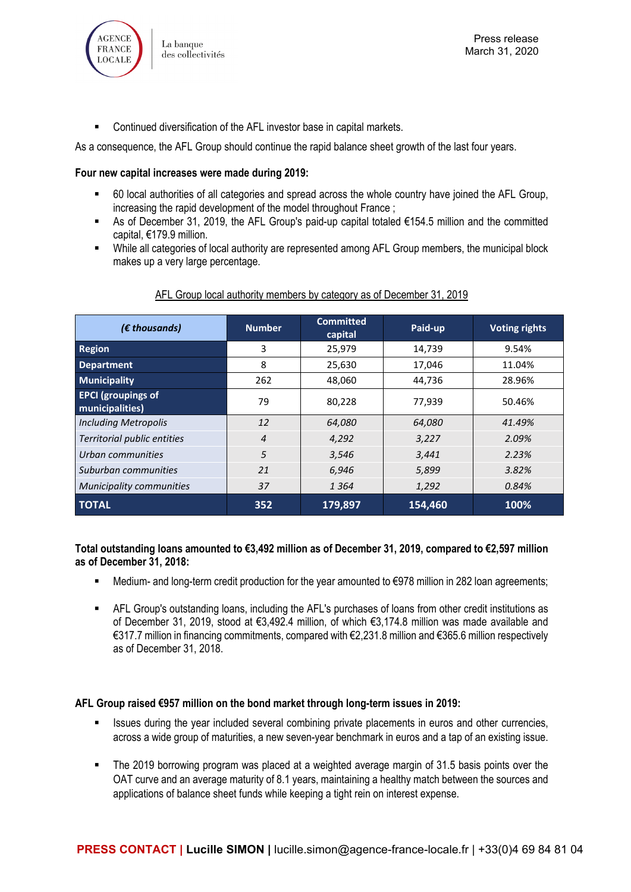- Continued diversification of the AFL investor base in capital markets.

As a consequence, the AFL Group should continue the rapid balance sheet growth of the last four years.

**Four new capital increases were made during 2019:**

- 60 local authorities of all categories and spread across the whole country have joined the AFL Group, increasing the rapid development of the model throughout France ;
- As of December 31, 2019, the AFL Group's paid-up capital totaled €154.5 million and the committed capital, €179.9 million.
- While all categories of local authority are represented among AFL Group members, the municipal block makes up a very large percentage.

AFL Group local authority members by category as of December 31, 2019

| *(€ thousands)* | Number | Committed capital | Paid-up | Voting rights |
|---|---|---|---|---|
| **Region** | 3 | 25,979 | 14,739 | 9.54% |
| **Department** | 8 | 25,630 | 17,046 | 11.04% |
| **Municipality** | 262 | 48,060 | 44,736 | 28.96% |
| **EPCI (groupings of municipalities)** | 79 | 80,228 | 77,939 | 50.46% |
| *Including Metropolis* | *12* | *64,080* | *64,080* | *41.49%* |
| *Territorial public entities* | *4* | *4,292* | *3,227* | *2.09%* |
| *Urban communities* | *5* | *3,546* | *3,441* | *2.23%* |
| *Suburban communities* | *21* | *6,946* | *5,899* | *3.82%* |
| *Municipality communities* | *37* | *1 364* | *1,292* | *0.84%* |
| **TOTAL** | **352** | **179,897** | **154,460** | **100%** |

**Total outstanding loans amounted to €3,492 million as of December 31, 2019, compared to €2,597 million as of December 31, 2018:**

- Medium- and long-term credit production for the year amounted to €978 million in 282 loan agreements;
- AFL Group's outstanding loans, including the AFL's purchases of loans from other credit institutions as of December 31, 2019, stood at €3,492.4 million, of which €3,174.8 million was made available and €317.7 million in financing commitments, compared with €2,231.8 million and €365.6 million respectively as of December 31, 2018.

**AFL Group raised €957 million on the bond market through long-term issues in 2019:**

- Issues during the year included several combining private placements in euros and other currencies, across a wide group of maturities, a new seven-year benchmark in euros and a tap of an existing issue.
- The 2019 borrowing program was placed at a weighted average margin of 31.5 basis points over the OAT curve and an average maturity of 8.1 years, maintaining a healthy match between the sources and applications of balance sheet funds while keeping a tight rein on interest expense.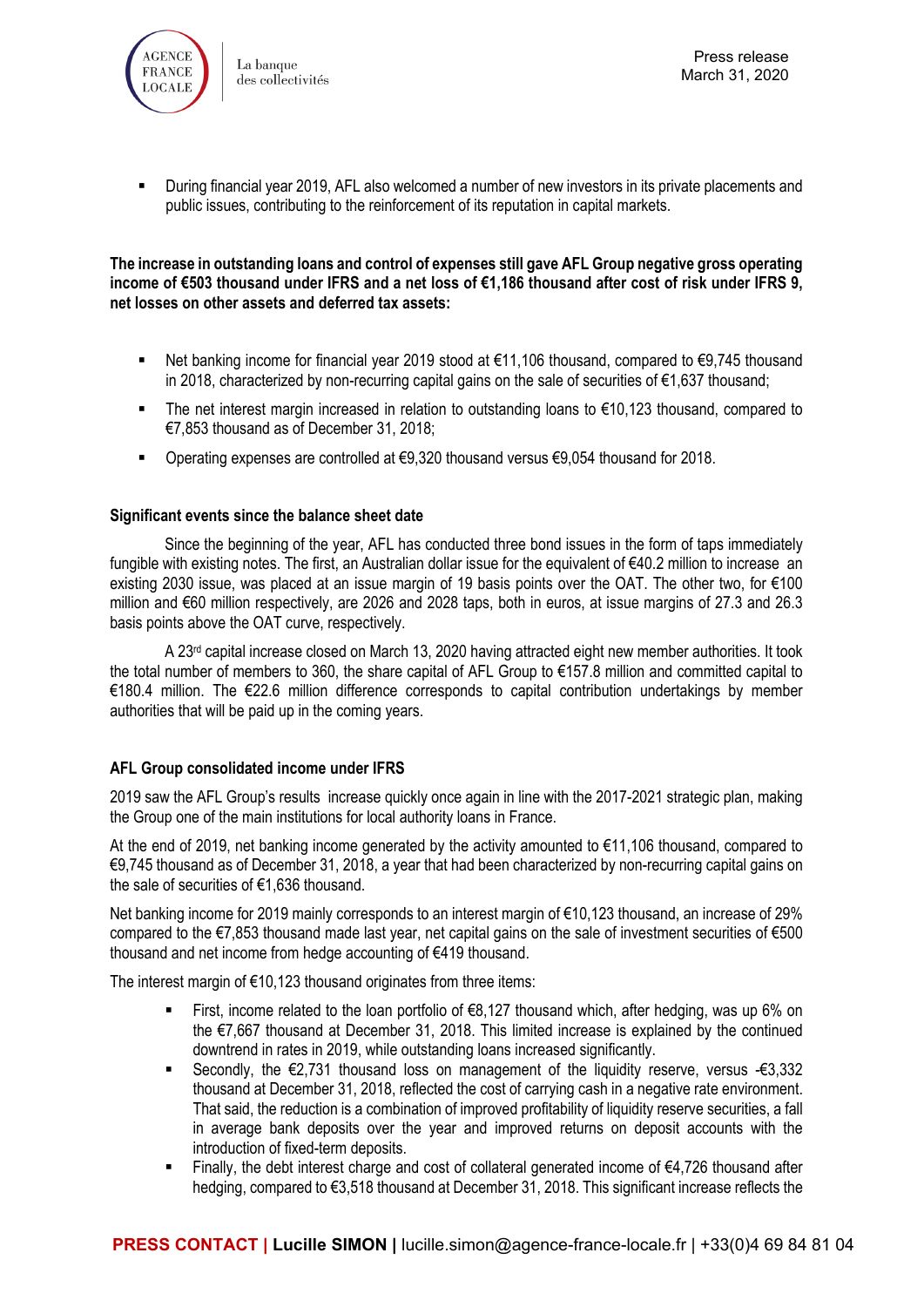- During financial year 2019, AFL also welcomed a number of new investors in its private placements and public issues, contributing to the reinforcement of its reputation in capital markets.

**The increase in outstanding loans and control of expenses still gave AFL Group negative gross operating income of €503 thousand under IFRS and a net loss of €1,186 thousand after cost of risk under IFRS 9, net losses on other assets and deferred tax assets:**

- Net banking income for financial year 2019 stood at €11,106 thousand, compared to €9,745 thousand in 2018, characterized by non-recurring capital gains on the sale of securities of €1,637 thousand;
- The net interest margin increased in relation to outstanding loans to €10,123 thousand, compared to €7,853 thousand as of December 31, 2018;
- Operating expenses are controlled at €9,320 thousand versus €9,054 thousand for 2018.

**Significant events since the balance sheet date**

Since the beginning of the year, AFL has conducted three bond issues in the form of taps immediately fungible with existing notes. The first, an Australian dollar issue for the equivalent of €40.2 million to increase an existing 2030 issue, was placed at an issue margin of 19 basis points over the OAT. The other two, for €100 million and €60 million respectively, are 2026 and 2028 taps, both in euros, at issue margins of 27.3 and 26.3 basis points above the OAT curve, respectively.

A 23rd capital increase closed on March 13, 2020 having attracted eight new member authorities. It took the total number of members to 360, the share capital of AFL Group to €157.8 million and committed capital to €180.4 million. The €22.6 million difference corresponds to capital contribution undertakings by member authorities that will be paid up in the coming years.

**AFL Group consolidated income under IFRS**

2019 saw the AFL Group's results increase quickly once again in line with the 2017-2021 strategic plan, making the Group one of the main institutions for local authority loans in France.

At the end of 2019, net banking income generated by the activity amounted to €11,106 thousand, compared to €9,745 thousand as of December 31, 2018, a year that had been characterized by non-recurring capital gains on the sale of securities of €1,636 thousand.

Net banking income for 2019 mainly corresponds to an interest margin of €10,123 thousand, an increase of 29% compared to the €7,853 thousand made last year, net capital gains on the sale of investment securities of €500 thousand and net income from hedge accounting of €419 thousand.

The interest margin of €10,123 thousand originates from three items:

- First, income related to the loan portfolio of €8,127 thousand which, after hedging, was up 6% on the €7,667 thousand at December 31, 2018. This limited increase is explained by the continued downtrend in rates in 2019, while outstanding loans increased significantly.
- Secondly, the €2,731 thousand loss on management of the liquidity reserve, versus -€3,332 thousand at December 31, 2018, reflected the cost of carrying cash in a negative rate environment. That said, the reduction is a combination of improved profitability of liquidity reserve securities, a fall in average bank deposits over the year and improved returns on deposit accounts with the introduction of fixed-term deposits.
- Finally, the debt interest charge and cost of collateral generated income of €4,726 thousand after hedging, compared to €3,518 thousand at December 31, 2018. This significant increase reflects the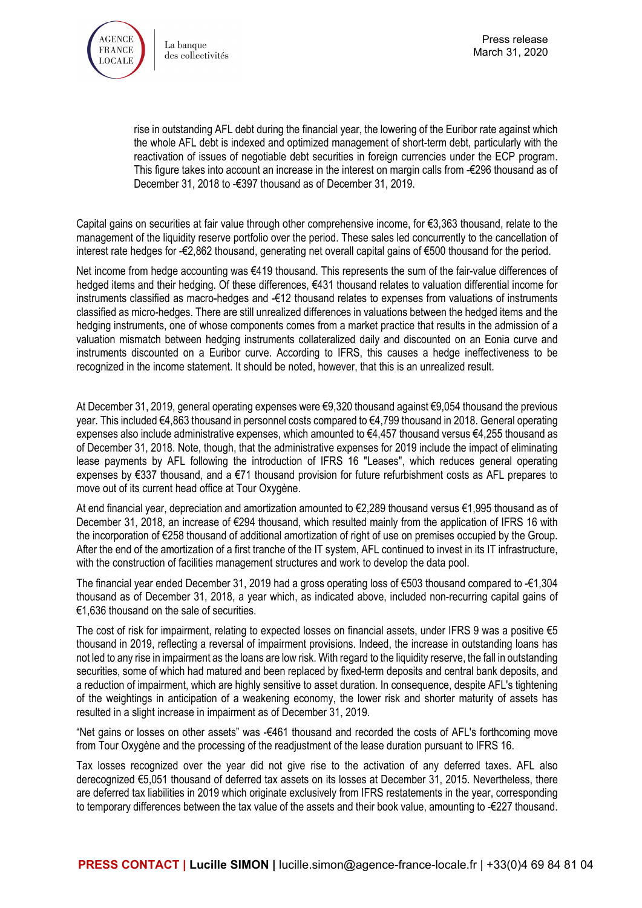rise in outstanding AFL debt during the financial year, the lowering of the Euribor rate against which the whole AFL debt is indexed and optimized management of short-term debt, particularly with the reactivation of issues of negotiable debt securities in foreign currencies under the ECP program. This figure takes into account an increase in the interest on margin calls from -€296 thousand as of December 31, 2018 to -€397 thousand as of December 31, 2019.

Capital gains on securities at fair value through other comprehensive income, for €3,363 thousand, relate to the management of the liquidity reserve portfolio over the period. These sales led concurrently to the cancellation of interest rate hedges for -€2,862 thousand, generating net overall capital gains of €500 thousand for the period.

Net income from hedge accounting was €419 thousand. This represents the sum of the fair-value differences of hedged items and their hedging. Of these differences, €431 thousand relates to valuation differential income for instruments classified as macro-hedges and -€12 thousand relates to expenses from valuations of instruments classified as micro-hedges. There are still unrealized differences in valuations between the hedged items and the hedging instruments, one of whose components comes from a market practice that results in the admission of a valuation mismatch between hedging instruments collateralized daily and discounted on an Eonia curve and instruments discounted on a Euribor curve. According to IFRS, this causes a hedge ineffectiveness to be recognized in the income statement. It should be noted, however, that this is an unrealized result.

At December 31, 2019, general operating expenses were €9,320 thousand against €9,054 thousand the previous year. This included €4,863 thousand in personnel costs compared to €4,799 thousand in 2018. General operating expenses also include administrative expenses, which amounted to €4,457 thousand versus €4,255 thousand as of December 31, 2018. Note, though, that the administrative expenses for 2019 include the impact of eliminating lease payments by AFL following the introduction of IFRS 16 "Leases", which reduces general operating expenses by €337 thousand, and a €71 thousand provision for future refurbishment costs as AFL prepares to move out of its current head office at Tour Oxygène.

At end financial year, depreciation and amortization amounted to €2,289 thousand versus €1,995 thousand as of December 31, 2018, an increase of €294 thousand, which resulted mainly from the application of IFRS 16 with the incorporation of €258 thousand of additional amortization of right of use on premises occupied by the Group. After the end of the amortization of a first tranche of the IT system, AFL continued to invest in its IT infrastructure, with the construction of facilities management structures and work to develop the data pool.

The financial year ended December 31, 2019 had a gross operating loss of €503 thousand compared to -€1,304 thousand as of December 31, 2018, a year which, as indicated above, included non-recurring capital gains of €1,636 thousand on the sale of securities.

The cost of risk for impairment, relating to expected losses on financial assets, under IFRS 9 was a positive €5 thousand in 2019, reflecting a reversal of impairment provisions. Indeed, the increase in outstanding loans has not led to any rise in impairment as the loans are low risk. With regard to the liquidity reserve, the fall in outstanding securities, some of which had matured and been replaced by fixed-term deposits and central bank deposits, and a reduction of impairment, which are highly sensitive to asset duration. In consequence, despite AFL's tightening of the weightings in anticipation of a weakening economy, the lower risk and shorter maturity of assets has resulted in a slight increase in impairment as of December 31, 2019.

"Net gains or losses on other assets" was -€461 thousand and recorded the costs of AFL's forthcoming move from Tour Oxygène and the processing of the readjustment of the lease duration pursuant to IFRS 16.

Tax losses recognized over the year did not give rise to the activation of any deferred taxes. AFL also derecognized €5,051 thousand of deferred tax assets on its losses at December 31, 2015. Nevertheless, there are deferred tax liabilities in 2019 which originate exclusively from IFRS restatements in the year, corresponding to temporary differences between the tax value of the assets and their book value, amounting to -€227 thousand.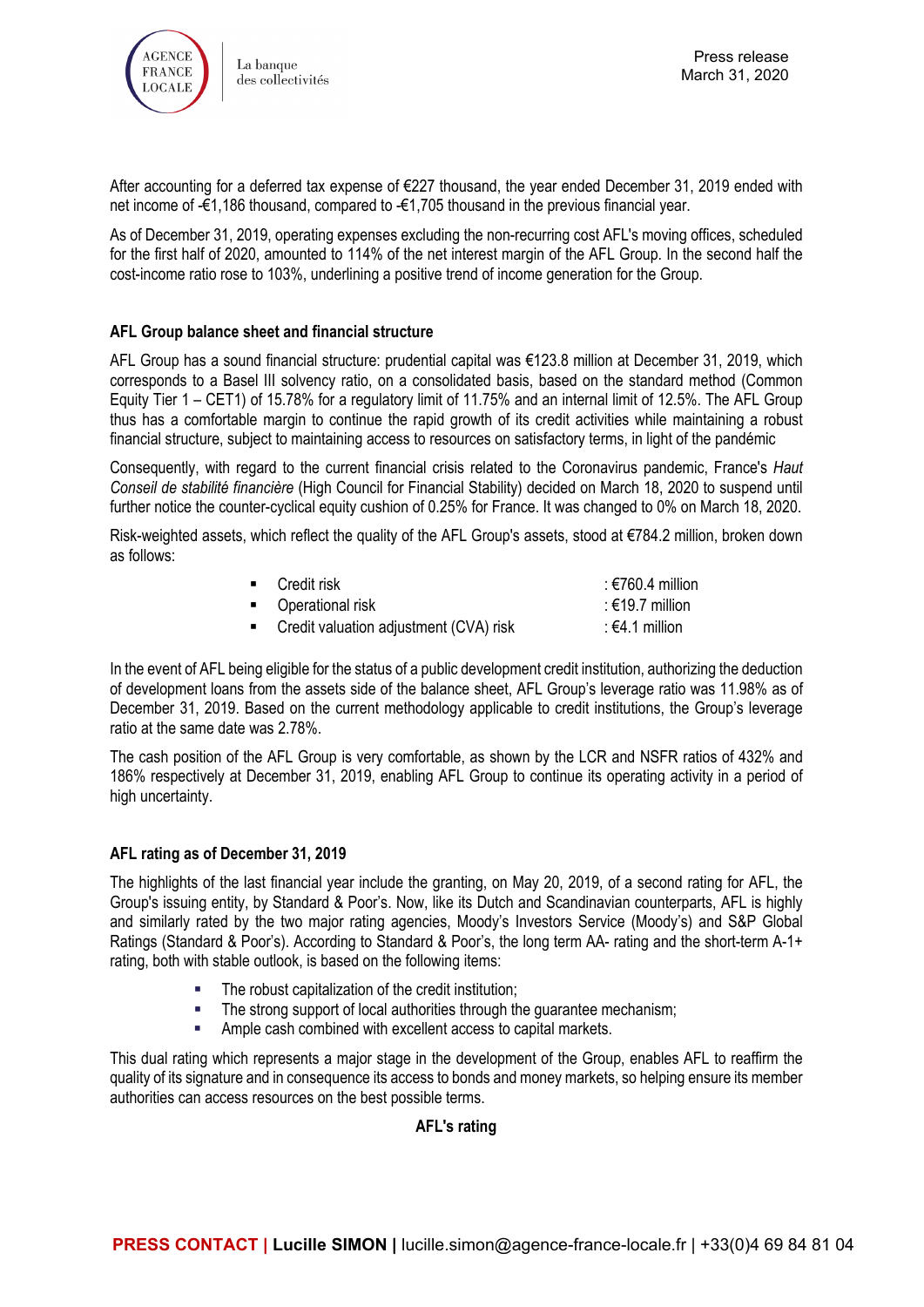After accounting for a deferred tax expense of €227 thousand, the year ended December 31, 2019 ended with net income of -€1,186 thousand, compared to -€1,705 thousand in the previous financial year.

As of December 31, 2019, operating expenses excluding the non-recurring cost AFL's moving offices, scheduled for the first half of 2020, amounted to 114% of the net interest margin of the AFL Group. In the second half the cost-income ratio rose to 103%, underlining a positive trend of income generation for the Group.

### AFL Group balance sheet and financial structure

AFL Group has a sound financial structure: prudential capital was €123.8 million at December 31, 2019, which corresponds to a Basel III solvency ratio, on a consolidated basis, based on the standard method (Common Equity Tier 1 – CET1) of 15.78% for a regulatory limit of 11.75% and an internal limit of 12.5%. The AFL Group thus has a comfortable margin to continue the rapid growth of its credit activities while maintaining a robust financial structure, subject to maintaining access to resources on satisfactory terms, in light of the pandémic

Consequently, with regard to the current financial crisis related to the Coronavirus pandemic, France's *Haut Conseil de stabilité financière* (High Council for Financial Stability) decided on March 18, 2020 to suspend until further notice the counter-cyclical equity cushion of 0.25% for France. It was changed to 0% on March 18, 2020.

Risk-weighted assets, which reflect the quality of the AFL Group's assets, stood at €784.2 million, broken down as follows:

- Credit risk : €760.4 million
- Operational risk : €19.7 million
- Credit valuation adjustment (CVA) risk : €4.1 million

In the event of AFL being eligible for the status of a public development credit institution, authorizing the deduction of development loans from the assets side of the balance sheet, AFL Group's leverage ratio was 11.98% as of December 31, 2019. Based on the current methodology applicable to credit institutions, the Group's leverage ratio at the same date was 2.78%.

The cash position of the AFL Group is very comfortable, as shown by the LCR and NSFR ratios of 432% and 186% respectively at December 31, 2019, enabling AFL Group to continue its operating activity in a period of high uncertainty.

### AFL rating as of December 31, 2019

The highlights of the last financial year include the granting, on May 20, 2019, of a second rating for AFL, the Group's issuing entity, by Standard & Poor's. Now, like its Dutch and Scandinavian counterparts, AFL is highly and similarly rated by the two major rating agencies, Moody's Investors Service (Moody's) and S&P Global Ratings (Standard & Poor's). According to Standard & Poor's, the long term AA- rating and the short-term A-1+ rating, both with stable outlook, is based on the following items:

- The robust capitalization of the credit institution;
- The strong support of local authorities through the guarantee mechanism;
- Ample cash combined with excellent access to capital markets.

This dual rating which represents a major stage in the development of the Group, enables AFL to reaffirm the quality of its signature and in consequence its access to bonds and money markets, so helping ensure its member authorities can access resources on the best possible terms.

**AFL's rating**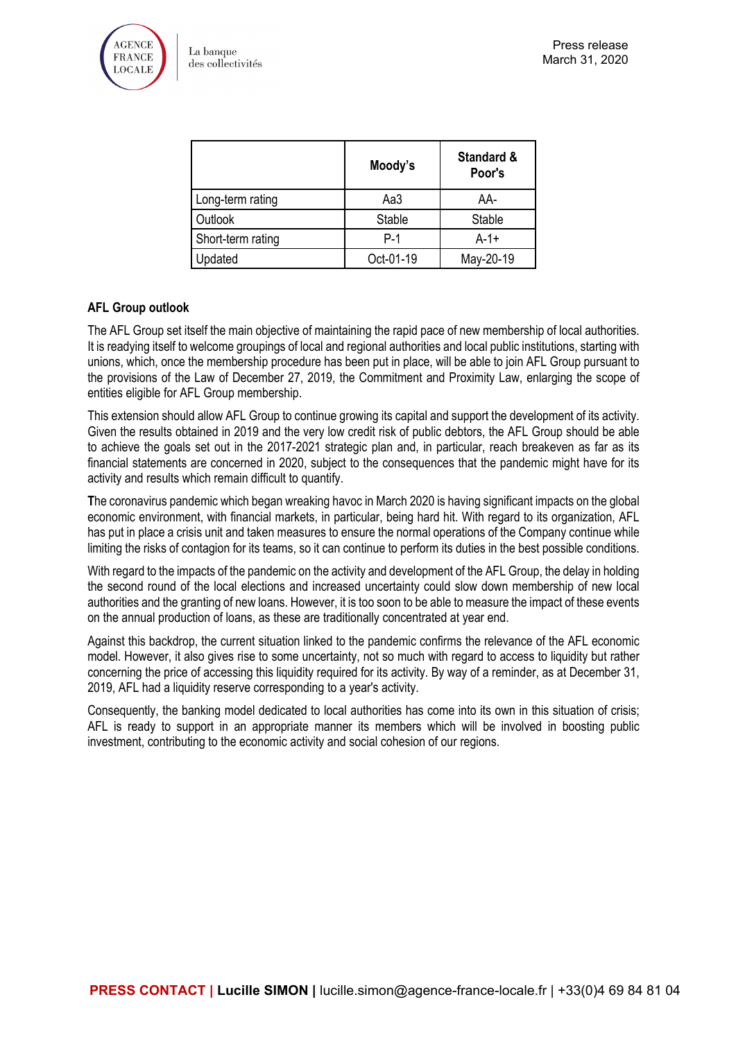| | Moody's | Standard & Poor's |
|---|---|---|
| Long-term rating | Aa3 | AA- |
| Outlook | Stable | Stable |
| Short-term rating | P-1 | A-1+ |
| Updated | Oct-01-19 | May-20-19 |

**AFL Group outlook**

The AFL Group set itself the main objective of maintaining the rapid pace of new membership of local authorities. It is readying itself to welcome groupings of local and regional authorities and local public institutions, starting with unions, which, once the membership procedure has been put in place, will be able to join AFL Group pursuant to the provisions of the Law of December 27, 2019, the Commitment and Proximity Law, enlarging the scope of entities eligible for AFL Group membership.

This extension should allow AFL Group to continue growing its capital and support the development of its activity. Given the results obtained in 2019 and the very low credit risk of public debtors, the AFL Group should be able to achieve the goals set out in the 2017-2021 strategic plan and, in particular, reach breakeven as far as its financial statements are concerned in 2020, subject to the consequences that the pandemic might have for its activity and results which remain difficult to quantify.

The coronavirus pandemic which began wreaking havoc in March 2020 is having significant impacts on the global economic environment, with financial markets, in particular, being hard hit. With regard to its organization, AFL has put in place a crisis unit and taken measures to ensure the normal operations of the Company continue while limiting the risks of contagion for its teams, so it can continue to perform its duties in the best possible conditions.

With regard to the impacts of the pandemic on the activity and development of the AFL Group, the delay in holding the second round of the local elections and increased uncertainty could slow down membership of new local authorities and the granting of new loans. However, it is too soon to be able to measure the impact of these events on the annual production of loans, as these are traditionally concentrated at year end.

Against this backdrop, the current situation linked to the pandemic confirms the relevance of the AFL economic model. However, it also gives rise to some uncertainty, not so much with regard to access to liquidity but rather concerning the price of accessing this liquidity required for its activity. By way of a reminder, as at December 31, 2019, AFL had a liquidity reserve corresponding to a year's activity.

Consequently, the banking model dedicated to local authorities has come into its own in this situation of crisis; AFL is ready to support in an appropriate manner its members which will be involved in boosting public investment, contributing to the economic activity and social cohesion of our regions.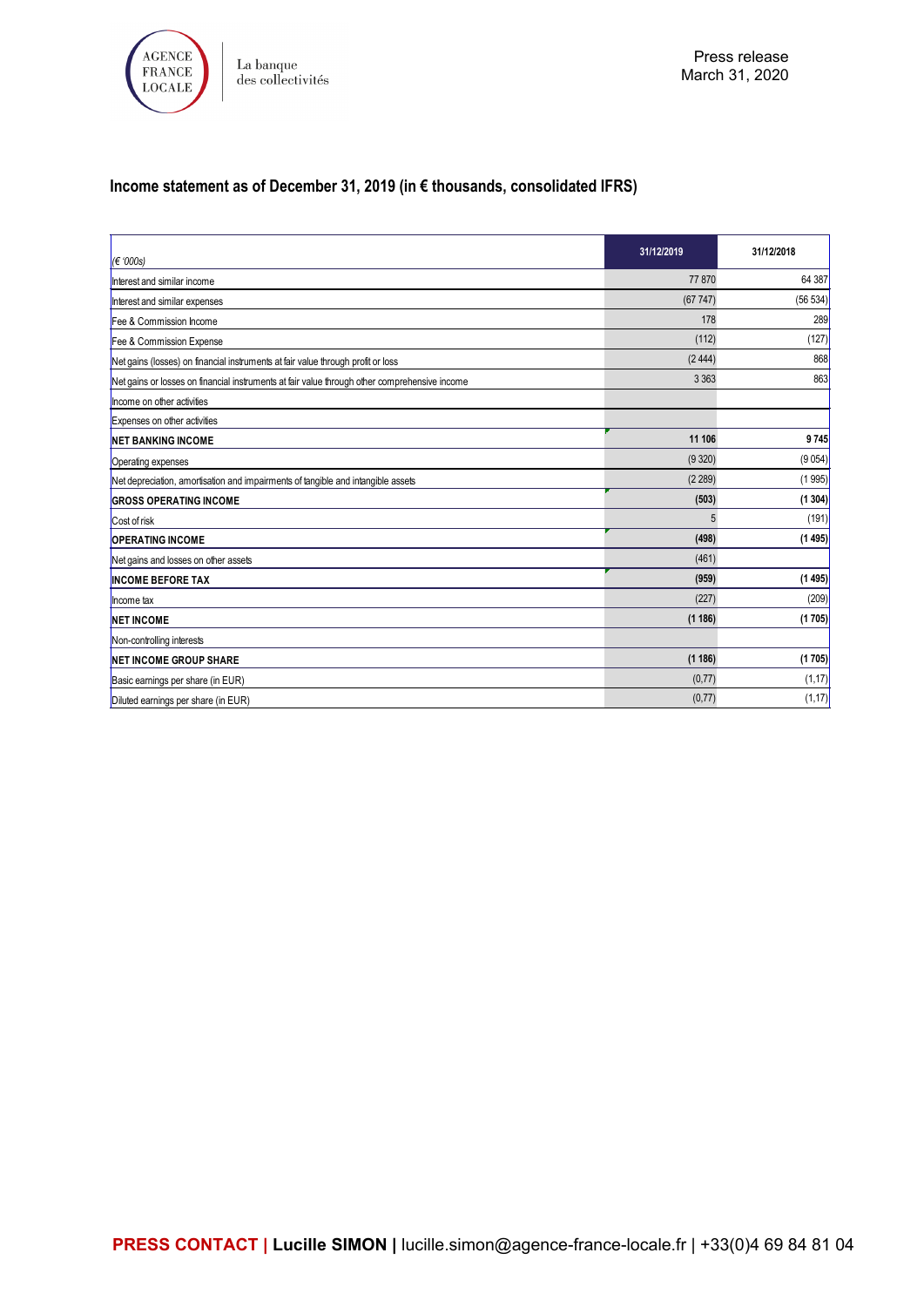## Income statement as of December 31, 2019 (in € thousands, consolidated IFRS)

| *(€ '000s)* | 31/12/2019 | 31/12/2018 |
|---|---|---|
| Interest and similar income | 77 870 | 64 387 |
| Interest and similar expenses | (67 747) | (56 534) |
| Fee & Commission Income | 178 | 289 |
| Fee & Commission Expense | (112) | (127) |
| Net gains (losses) on financial instruments at fair value through profit or loss | (2 444) | 868 |
| Net gains or losses on financial instruments at fair value through other comprehensive income | 3 363 | 863 |
| Income on other activities | | |
| Expenses on other activities | | |
| **NET BANKING INCOME** | **11 106** | **9 745** |
| Operating expenses | (9 320) | (9 054) |
| Net depreciation, amortisation and impairments of tangible and intangible assets | (2 289) | (1 995) |
| **GROSS OPERATING INCOME** | **(503)** | **(1 304)** |
| Cost of risk | 5 | (191) |
| **OPERATING INCOME** | **(498)** | **(1 495)** |
| Net gains and losses on other assets | (461) | |
| **INCOME BEFORE TAX** | **(959)** | **(1 495)** |
| Income tax | (227) | (209) |
| **NET INCOME** | **(1 186)** | **(1 705)** |
| Non-controlling interests | | |
| **NET INCOME GROUP SHARE** | **(1 186)** | **(1 705)** |
| Basic earnings per share (in EUR) | (0,77) | (1,17) |
| Diluted earnings per share (in EUR) | (0,77) | (1,17) |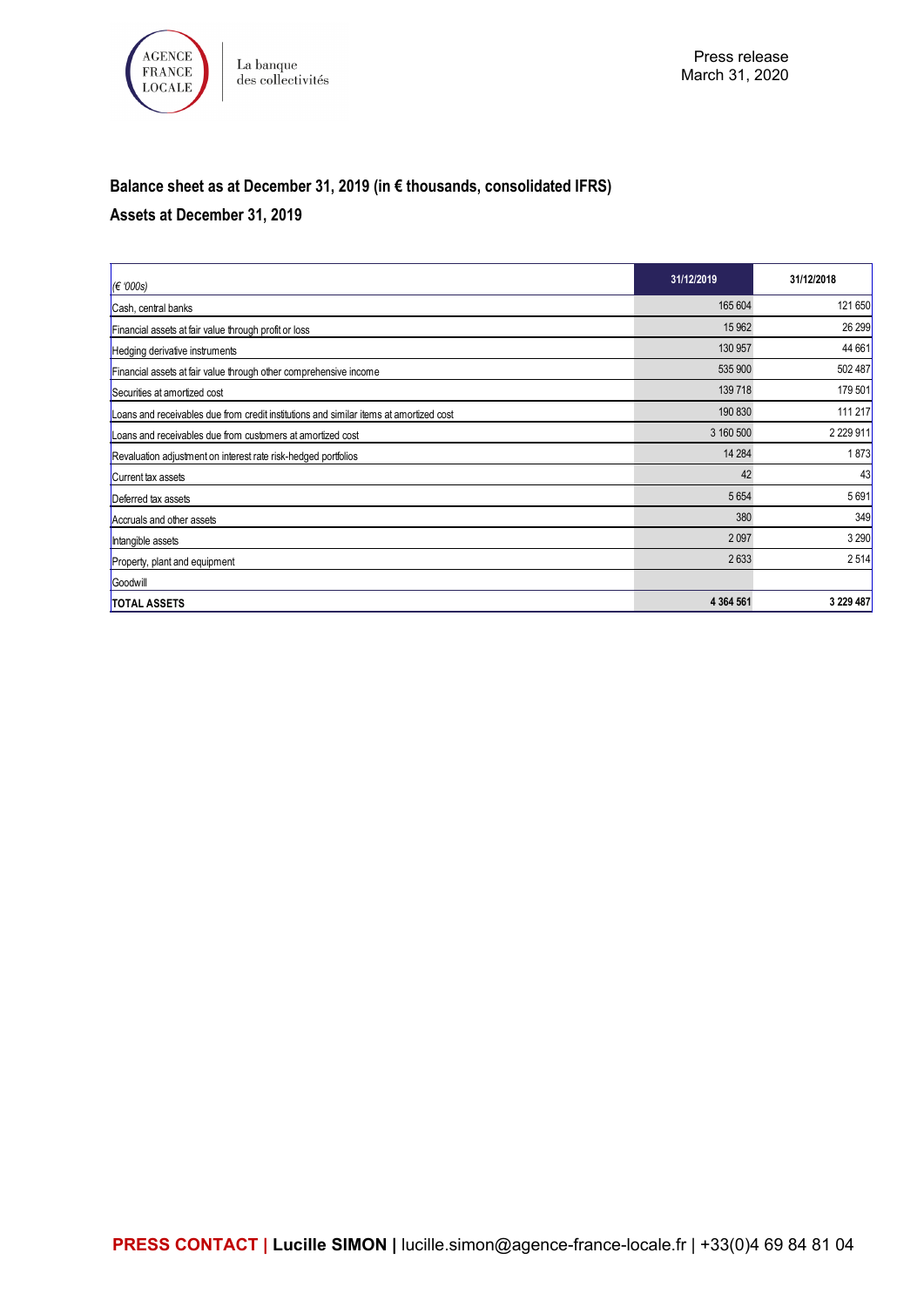## Balance sheet as at December 31, 2019 (in € thousands, consolidated IFRS)

### Assets at December 31, 2019

| (€ '000s) | 31/12/2019 | 31/12/2018 |
|---|---|---|
| Cash, central banks | 165 604 | 121 650 |
| Financial assets at fair value through profit or loss | 15 962 | 26 299 |
| Hedging derivative instruments | 130 957 | 44 661 |
| Financial assets at fair value through other comprehensive income | 535 900 | 502 487 |
| Securities at amortized cost | 139 718 | 179 501 |
| Loans and receivables due from credit institutions and similar items at amortized cost | 190 830 | 111 217 |
| Loans and receivables due from customers at amortized cost | 3 160 500 | 2 229 911 |
| Revaluation adjustment on interest rate risk-hedged portfolios | 14 284 | 1 873 |
| Current tax assets | 42 | 43 |
| Deferred tax assets | 5 654 | 5 691 |
| Accruals and other assets | 380 | 349 |
| Intangible assets | 2 097 | 3 290 |
| Property, plant and equipment | 2 633 | 2 514 |
| Goodwill | | |
| **TOTAL ASSETS** | **4 364 561** | **3 229 487** |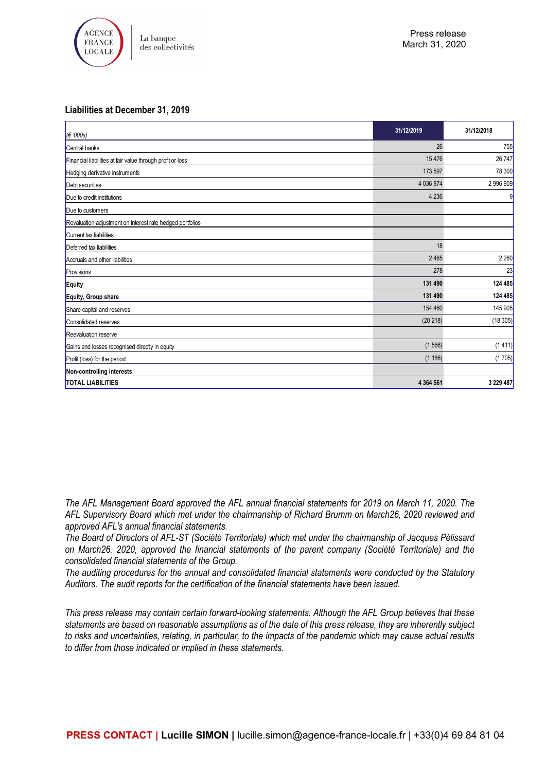## Liabilities at December 31, 2019

| (€ '000s) | 31/12/2019 | 31/12/2018 |
|---|---|---|
| Central banks | 26 | 755 |
| Financial liabilities at fair value through profit or loss | 15 476 | 26 747 |
| Hedging derivative instruments | 173 597 | 78 300 |
| Debt securities | 4 036 974 | 2 996 909 |
| Due to credit institutions | 4 236 | 9 |
| Due to customers | | |
| Revaluation adjustment on interest rate hedged portfolios | | |
| Current tax liabilities | | |
| Deferred tax liabilities | 18 | |
| Accruals and other liabilities | 2 465 | 2 260 |
| Provisions | 278 | 23 |
| **Equity** | **131 490** | **124 485** |
| **Equity, Group share** | **131 490** | **124 485** |
| Share capital and reserves | 154 460 | 145 905 |
| Consolidated reserves | (20 218) | (18 305) |
| Reevaluation reserve | | |
| Gains and losses recognised directly in equity | (1 566) | (1 411) |
| Profit (loss) for the period | (1 186) | (1 705) |
| **Non-controlling interests** | | |
| **TOTAL LIABILITIES** | **4 364 561** | **3 229 487** |

*The AFL Management Board approved the AFL annual financial statements for 2019 on March 11, 2020. The AFL Supervisory Board which met under the chairmanship of Richard Brumm on March26, 2020 reviewed and approved AFL's annual financial statements.*
*The Board of Directors of AFL-ST (Société Territoriale) which met under the chairmanship of Jacques Pélissard on March26, 2020, approved the financial statements of the parent company (Société Territoriale) and the consolidated financial statements of the Group.*
*The auditing procedures for the annual and consolidated financial statements were conducted by the Statutory Auditors. The audit reports for the certification of the financial statements have been issued.*

*This press release may contain certain forward-looking statements. Although the AFL Group believes that these statements are based on reasonable assumptions as of the date of this press release, they are inherently subject to risks and uncertainties, relating, in particular, to the impacts of the pandemic which may cause actual results to differ from those indicated or implied in these statements.*

**PRESS CONTACT | Lucille SIMON |** lucille.simon@agence-france-locale.fr | +33(0)4 69 84 81 04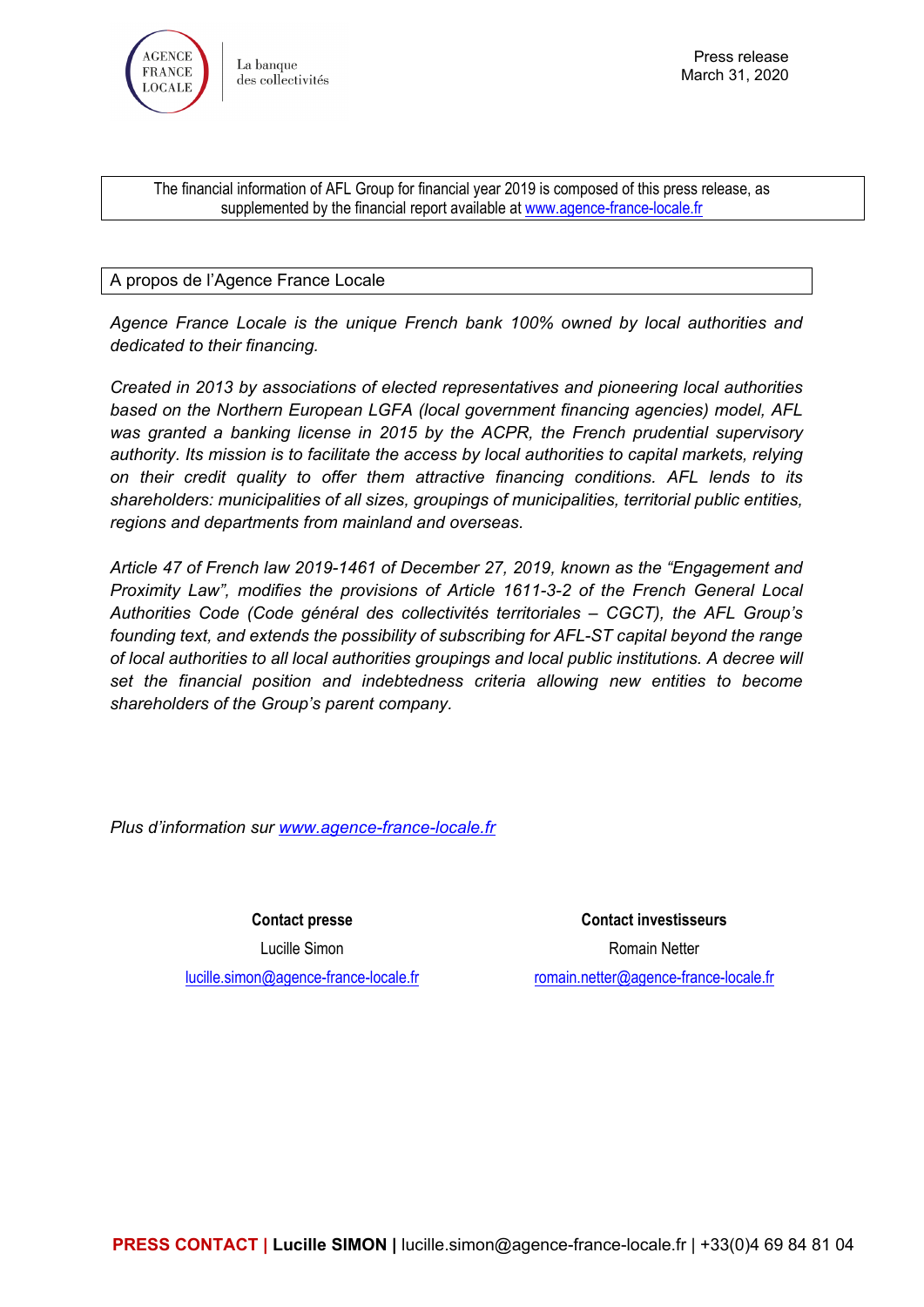The financial information of AFL Group for financial year 2019 is composed of this press release, as supplemented by the financial report available at [www.agence-france-locale.fr](http://www.agence-france-locale.fr)

## A propos de l'Agence France Locale

*Agence France Locale is the unique French bank 100% owned by local authorities and dedicated to their financing.*

*Created in 2013 by associations of elected representatives and pioneering local authorities based on the Northern European LGFA (local government financing agencies) model, AFL was granted a banking license in 2015 by the ACPR, the French prudential supervisory authority. Its mission is to facilitate the access by local authorities to capital markets, relying on their credit quality to offer them attractive financing conditions. AFL lends to its shareholders: municipalities of all sizes, groupings of municipalities, territorial public entities, regions and departments from mainland and overseas.*

*Article 47 of French law 2019-1461 of December 27, 2019, known as the "Engagement and Proximity Law", modifies the provisions of Article 1611-3-2 of the French General Local Authorities Code (Code général des collectivités territoriales – CGCT), the AFL Group's founding text, and extends the possibility of subscribing for AFL-ST capital beyond the range of local authorities to all local authorities groupings and local public institutions. A decree will set the financial position and indebtedness criteria allowing new entities to become shareholders of the Group's parent company.*

*Plus d'information sur [www.agence-france-locale.fr](http://www.agence-france-locale.fr)*

**Contact presse**

Lucille Simon

[lucille.simon@agence-france-locale.fr](mailto:lucille.simon@agence-france-locale.fr)

**Contact investisseurs**

Romain Netter

[romain.netter@agence-france-locale.fr](mailto:romain.netter@agence-france-locale.fr)